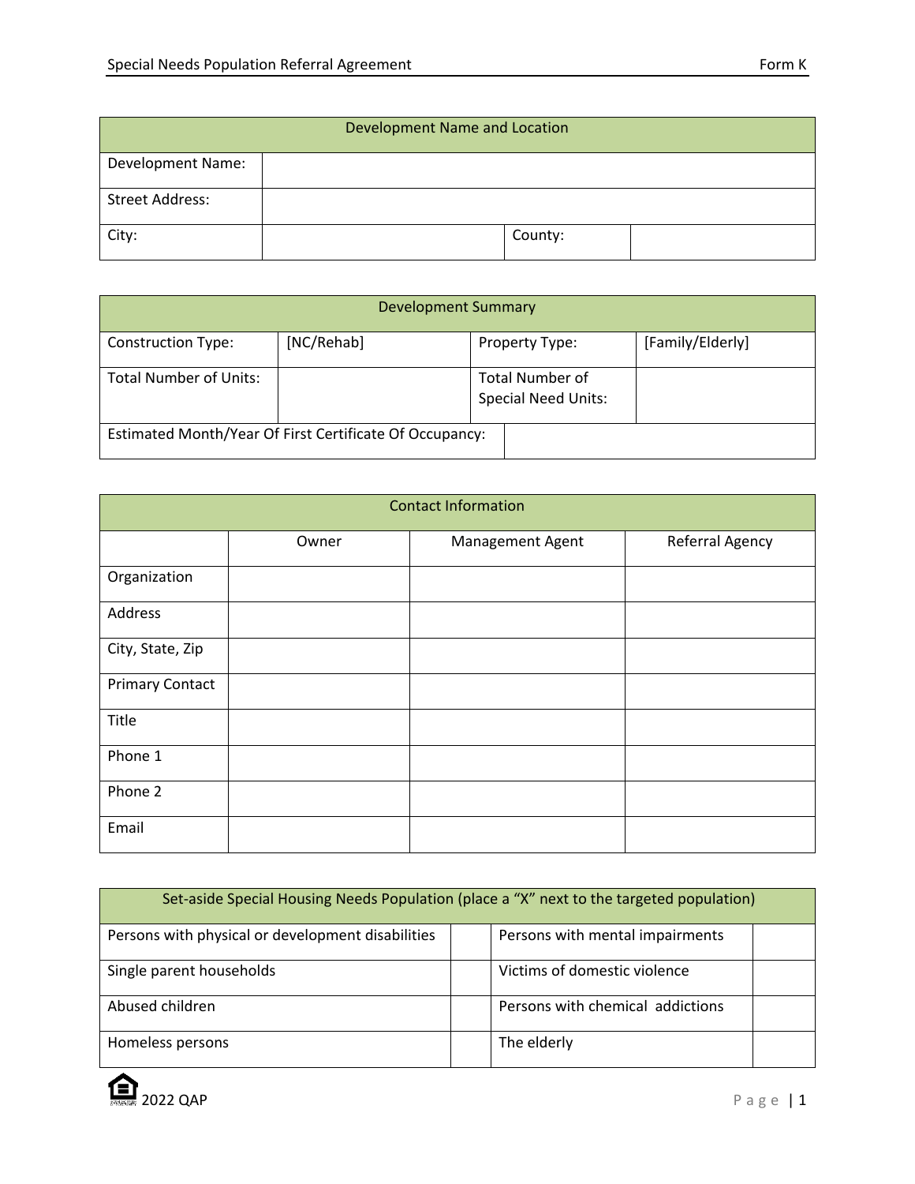# Special Needs Population Referral Agreement

Form K

| Development Name and Location | | | |
|---|---|---|---|
| Development Name: | | | |
| Street Address: | | | |
| City: | | County: | |

| Development Summary | | | |
|---|---|---|---|
| Construction Type: | [NC/Rehab] | Property Type: | [Family/Elderly] |
| Total Number of Units: | | Total Number of Special Need Units: | |
| Estimated Month/Year Of First Certificate Of Occupancy: | | | |

| Contact Information | | | |
|---|---|---|---|
| | Owner | Management Agent | Referral Agency |
| Organization | | | |
| Address | | | |
| City, State, Zip | | | |
| Primary Contact | | | |
| Title | | | |
| Phone 1 | | | |
| Phone 2 | | | |
| Email | | | |

| Set-aside Special Housing Needs Population (place a "X" next to the targeted population) | | | |
|---|---|---|---|
| Persons with physical or development disabilities | | Persons with mental impairments | |
| Single parent households | | Victims of domestic violence | |
| Abused children | | Persons with chemical addictions | |
| Homeless persons | | The elderly | |

2022 QAP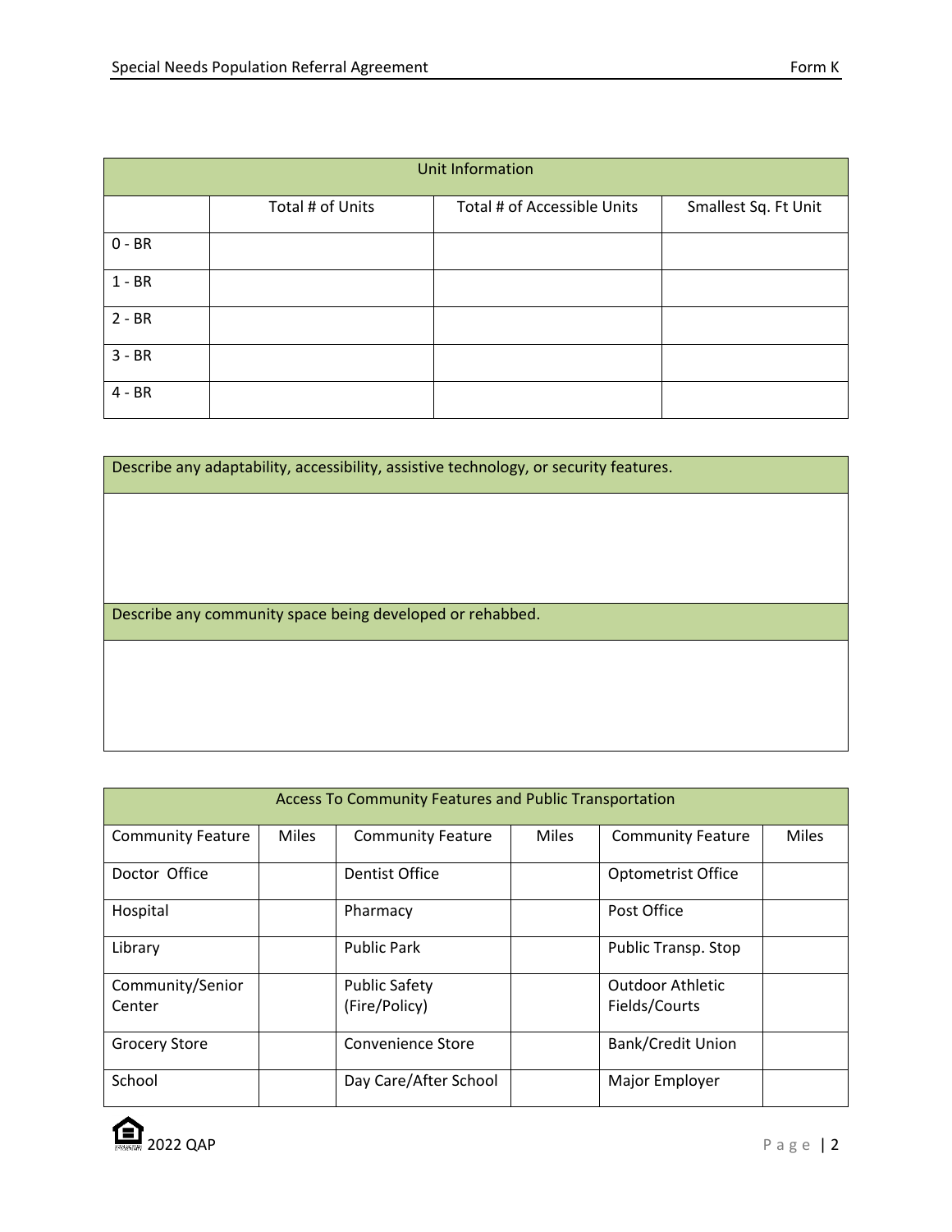| Unit Information | | | |
|---|---|---|---|
| | Total # of Units | Total # of Accessible Units | Smallest Sq. Ft Unit |
| 0 - BR | | | |
| 1 - BR | | | |
| 2 - BR | | | |
| 3 - BR | | | |
| 4 - BR | | | |

| Describe any adaptability, accessibility, assistive technology, or security features. |
|---|
| |
| **Describe any community space being developed or rehabbed.** |
| |

| Access To Community Features and Public Transportation | | | | | |
|---|---|---|---|---|---|
| Community Feature | Miles | Community Feature | Miles | Community Feature | Miles |
| Doctor Office | | Dentist Office | | Optometrist Office | |
| Hospital | | Pharmacy | | Post Office | |
| Library | | Public Park | | Public Transp. Stop | |
| Community/Senior Center | | Public Safety (Fire/Policy) | | Outdoor Athletic Fields/Courts | |
| Grocery Store | | Convenience Store | | Bank/Credit Union | |
| School | | Day Care/After School | | Major Employer | |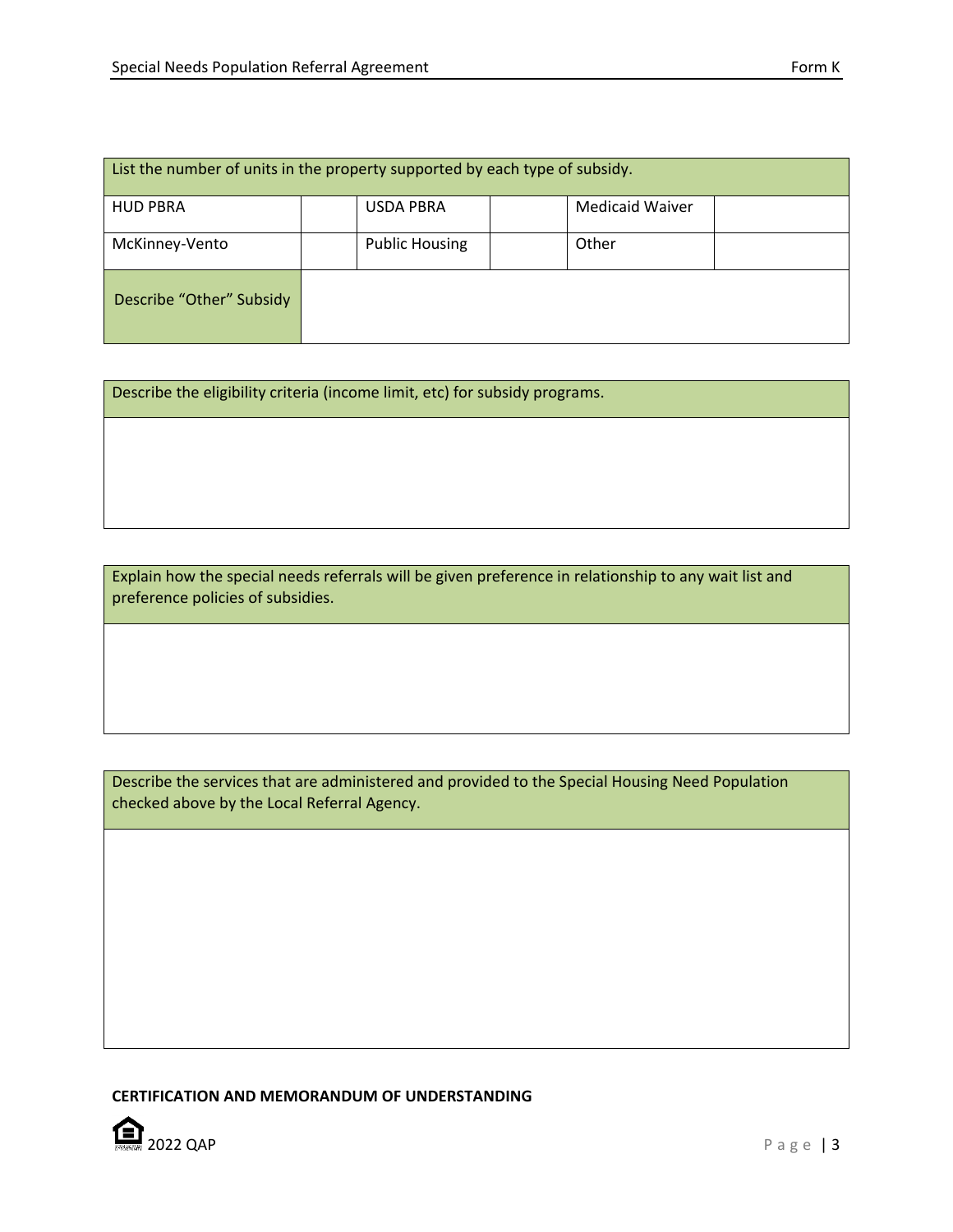| List the number of units in the property supported by each type of subsidy. | | | | | |
|---|---|---|---|---|---|
| HUD PBRA | | USDA PBRA | | Medicaid Waiver | |
| McKinney-Vento | | Public Housing | | Other | |
| Describe "Other" Subsidy | | | | | |

| Describe the eligibility criteria (income limit, etc) for subsidy programs. |
|---|
| |

| Explain how the special needs referrals will be given preference in relationship to any wait list and preference policies of subsidies. |
|---|
| |

| Describe the services that are administered and provided to the Special Housing Need Population checked above by the Local Referral Agency. |
|---|
| |

**CERTIFICATION AND MEMORANDUM OF UNDERSTANDING**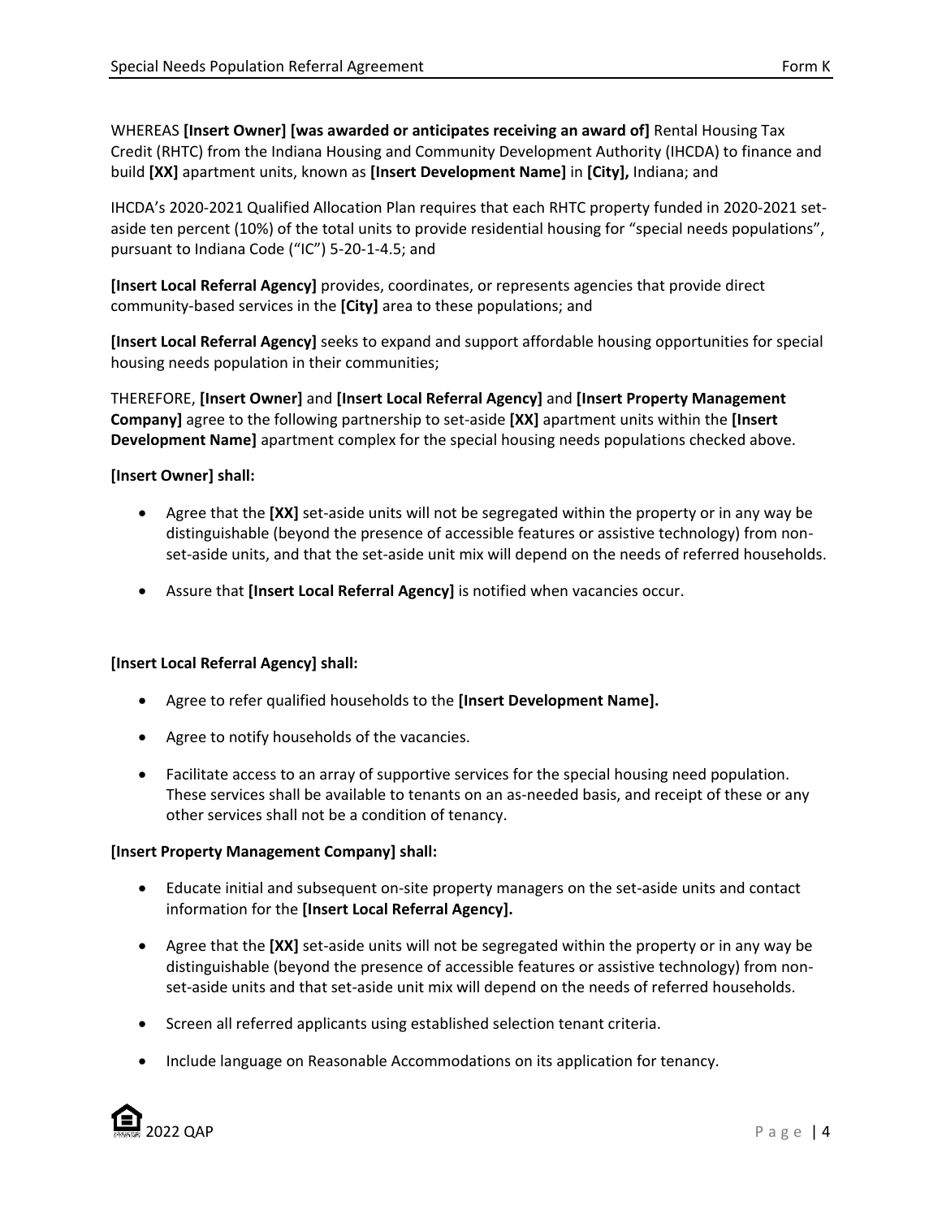WHEREAS **[Insert Owner] [was awarded or anticipates receiving an award of]** Rental Housing Tax Credit (RHTC) from the Indiana Housing and Community Development Authority (IHCDA) to finance and build **[XX]** apartment units, known as **[Insert Development Name]** in **[City],** Indiana; and

IHCDA's 2020-2021 Qualified Allocation Plan requires that each RHTC property funded in 2020-2021 set-aside ten percent (10%) of the total units to provide residential housing for "special needs populations", pursuant to Indiana Code ("IC") 5-20-1-4.5; and

**[Insert Local Referral Agency]** provides, coordinates, or represents agencies that provide direct community-based services in the **[City]** area to these populations; and

**[Insert Local Referral Agency]** seeks to expand and support affordable housing opportunities for special housing needs population in their communities;

THEREFORE, **[Insert Owner]** and **[Insert Local Referral Agency]** and **[Insert Property Management Company]** agree to the following partnership to set-aside **[XX]** apartment units within the **[Insert Development Name]** apartment complex for the special housing needs populations checked above.

**[Insert Owner] shall:**

- Agree that the **[XX]** set-aside units will not be segregated within the property or in any way be distinguishable (beyond the presence of accessible features or assistive technology) from non-set-aside units, and that the set-aside unit mix will depend on the needs of referred households.
- Assure that **[Insert Local Referral Agency]** is notified when vacancies occur.

**[Insert Local Referral Agency] shall:**

- Agree to refer qualified households to the **[Insert Development Name].**
- Agree to notify households of the vacancies.
- Facilitate access to an array of supportive services for the special housing need population. These services shall be available to tenants on an as-needed basis, and receipt of these or any other services shall not be a condition of tenancy.

**[Insert Property Management Company] shall:**

- Educate initial and subsequent on-site property managers on the set-aside units and contact information for the **[Insert Local Referral Agency].**
- Agree that the **[XX]** set-aside units will not be segregated within the property or in any way be distinguishable (beyond the presence of accessible features or assistive technology) from non-set-aside units and that set-aside unit mix will depend on the needs of referred households.
- Screen all referred applicants using established selection tenant criteria.
- Include language on Reasonable Accommodations on its application for tenancy.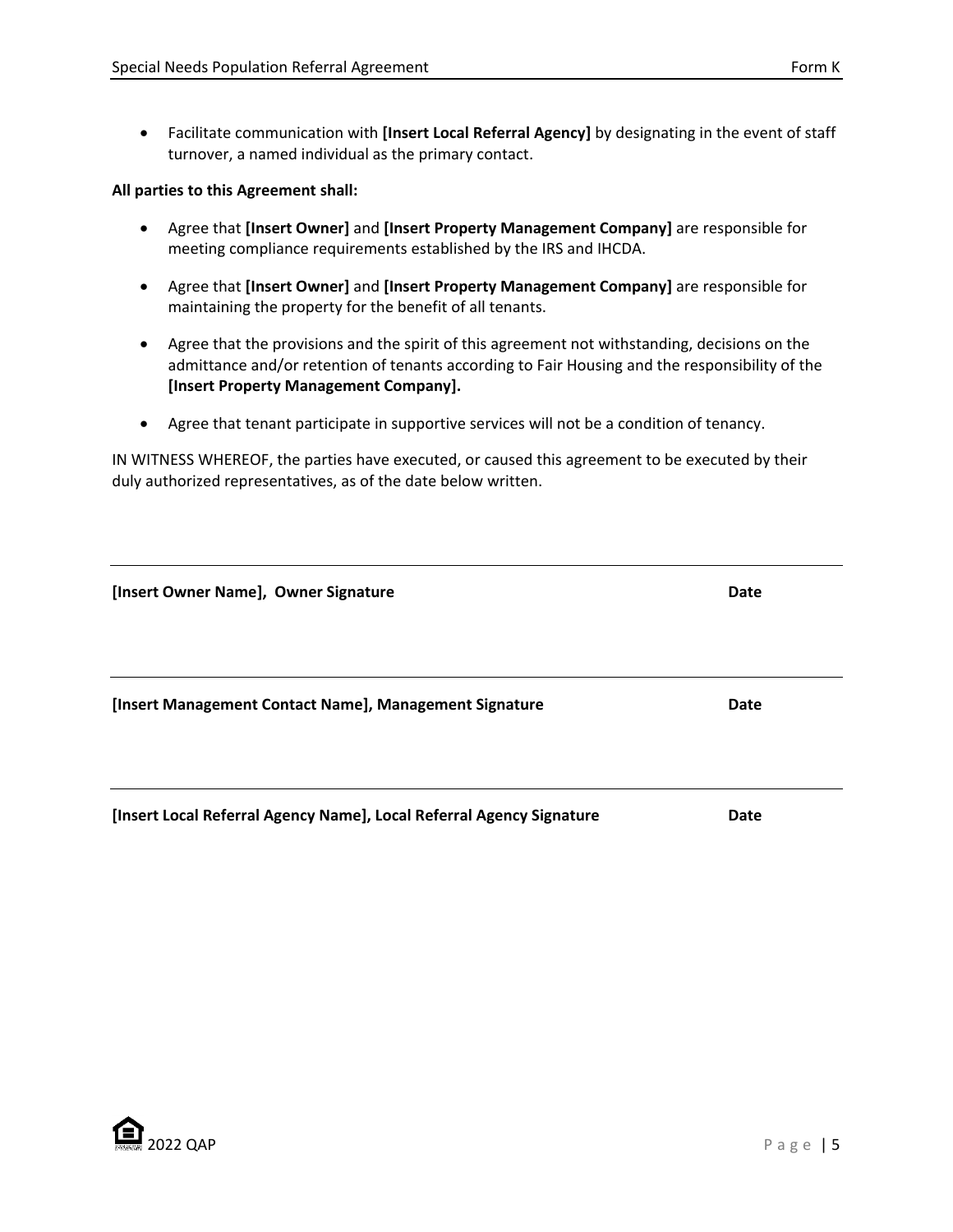- Facilitate communication with **[Insert Local Referral Agency]** by designating in the event of staff turnover, a named individual as the primary contact.

**All parties to this Agreement shall:**

- Agree that **[Insert Owner]** and **[Insert Property Management Company]** are responsible for meeting compliance requirements established by the IRS and IHCDA.
- Agree that **[Insert Owner]** and **[Insert Property Management Company]** are responsible for maintaining the property for the benefit of all tenants.
- Agree that the provisions and the spirit of this agreement not withstanding, decisions on the admittance and/or retention of tenants according to Fair Housing and the responsibility of the **[Insert Property Management Company].**
- Agree that tenant participate in supportive services will not be a condition of tenancy.

IN WITNESS WHEREOF, the parties have executed, or caused this agreement to be executed by their duly authorized representatives, as of the date below written.

\_\_\_\_\_\_\_\_\_\_\_\_\_\_\_\_\_\_\_\_\_\_\_\_\_\_\_\_\_\_\_\_\_\_\_\_\_\_\_\_\_\_\_\_\_\_\_\_\_\_\_\_\_\_\_\_\_\_\_\_\_\_\_\_\_\_

**[Insert Owner Name], Owner Signature** **Date**

\_\_\_\_\_\_\_\_\_\_\_\_\_\_\_\_\_\_\_\_\_\_\_\_\_\_\_\_\_\_\_\_\_\_\_\_\_\_\_\_\_\_\_\_\_\_\_\_\_\_\_\_\_\_\_\_\_\_\_\_\_\_\_\_\_\_

**[Insert Management Contact Name], Management Signature** **Date**

\_\_\_\_\_\_\_\_\_\_\_\_\_\_\_\_\_\_\_\_\_\_\_\_\_\_\_\_\_\_\_\_\_\_\_\_\_\_\_\_\_\_\_\_\_\_\_\_\_\_\_\_\_\_\_\_\_\_\_\_\_\_\_\_\_\_

**[Insert Local Referral Agency Name], Local Referral Agency Signature** **Date**